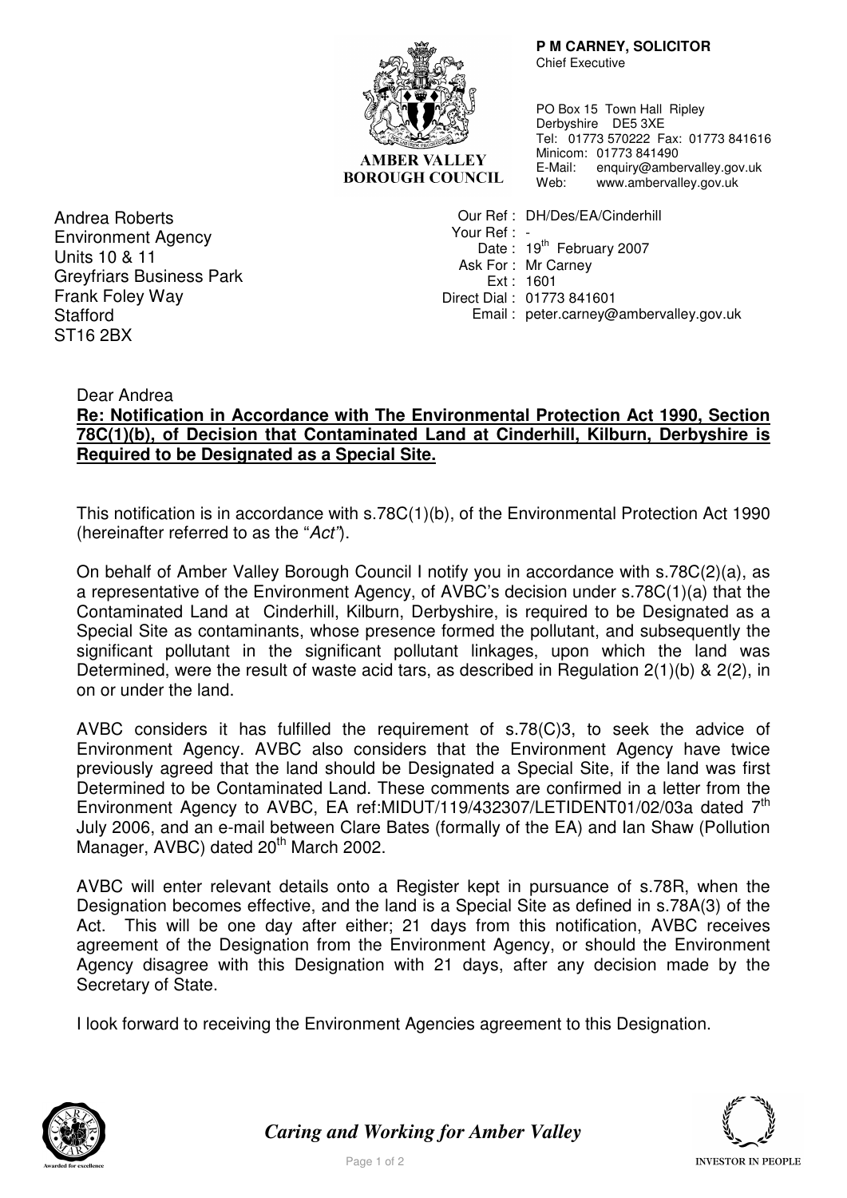**P M CARNEY, SOLICITOR**
Chief Executive

PO Box 15 Town Hall Ripley
Derbyshire DE5 3XE
Tel: 01773 570222 Fax: 01773 841616
Minicom: 01773 841490
E-Mail: enquiry@ambervalley.gov.uk
Web: www.ambervalley.gov.uk

AMBER VALLEY BOROUGH COUNCIL

Andrea Roberts
Environment Agency
Units 10 & 11
Greyfriars Business Park
Frank Foley Way
Stafford
ST16 2BX

Our Ref : DH/Des/EA/Cinderhill
Your Ref : -
Date : 19th February 2007
Ask For : Mr Carney
Ext : 1601
Direct Dial : 01773 841601
Email : peter.carney@ambervalley.gov.uk

Dear Andrea

**Re: Notification in Accordance with The Environmental Protection Act 1990, Section 78C(1)(b), of Decision that Contaminated Land at Cinderhill, Kilburn, Derbyshire is Required to be Designated as a Special Site.**

This notification is in accordance with s.78C(1)(b), of the Environmental Protection Act 1990 (hereinafter referred to as the "*Act*").

On behalf of Amber Valley Borough Council I notify you in accordance with s.78C(2)(a), as a representative of the Environment Agency, of AVBC's decision under s.78C(1)(a) that the Contaminated Land at Cinderhill, Kilburn, Derbyshire, is required to be Designated as a Special Site as contaminants, whose presence formed the pollutant, and subsequently the significant pollutant in the significant pollutant linkages, upon which the land was Determined, were the result of waste acid tars, as described in Regulation 2(1)(b) & 2(2), in on or under the land.

AVBC considers it has fulfilled the requirement of s.78(C)3, to seek the advice of Environment Agency. AVBC also considers that the Environment Agency have twice previously agreed that the land should be Designated a Special Site, if the land was first Determined to be Contaminated Land. These comments are confirmed in a letter from the Environment Agency to AVBC, EA ref:MIDUT/119/432307/LETIDENT01/02/03a dated 7th July 2006, and an e-mail between Clare Bates (formally of the EA) and Ian Shaw (Pollution Manager, AVBC) dated 20th March 2002.

AVBC will enter relevant details onto a Register kept in pursuance of s.78R, when the Designation becomes effective, and the land is a Special Site as defined in s.78A(3) of the Act. This will be one day after either; 21 days from this notification, AVBC receives agreement of the Designation from the Environment Agency, or should the Environment Agency disagree with this Designation with 21 days, after any decision made by the Secretary of State.

I look forward to receiving the Environment Agencies agreement to this Designation.

*Caring and Working for Amber Valley*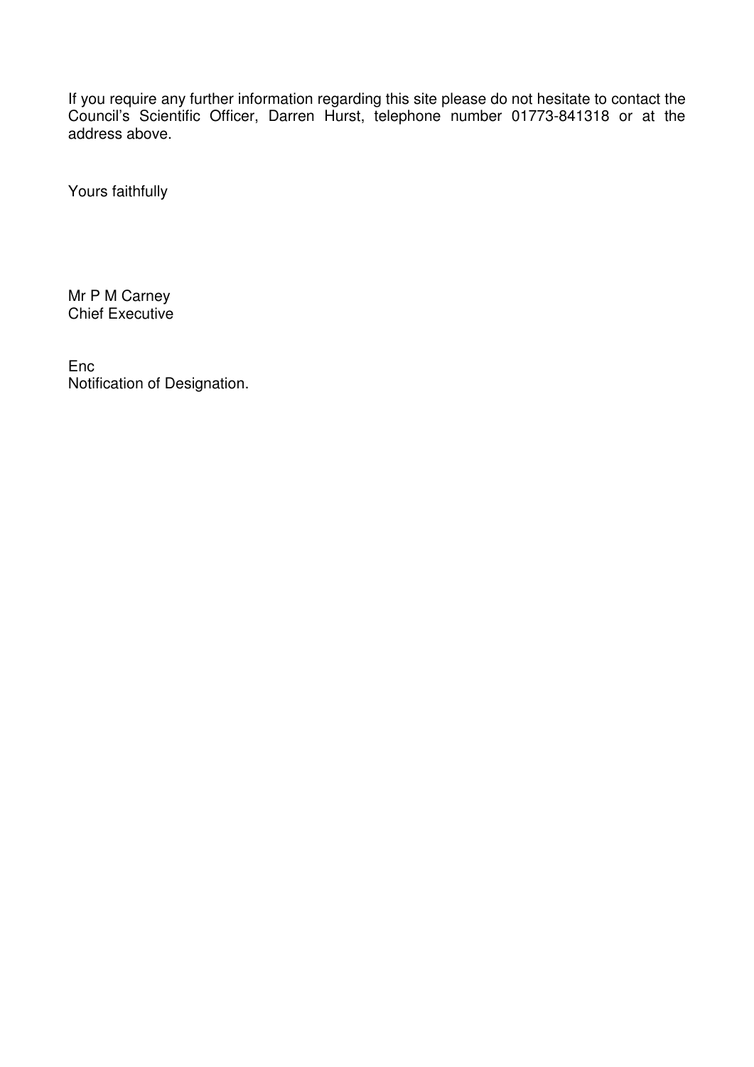If you require any further information regarding this site please do not hesitate to contact the Council's Scientific Officer, Darren Hurst, telephone number 01773-841318 or at the address above.

Yours faithfully

Mr P M Carney
Chief Executive

Enc
Notification of Designation.